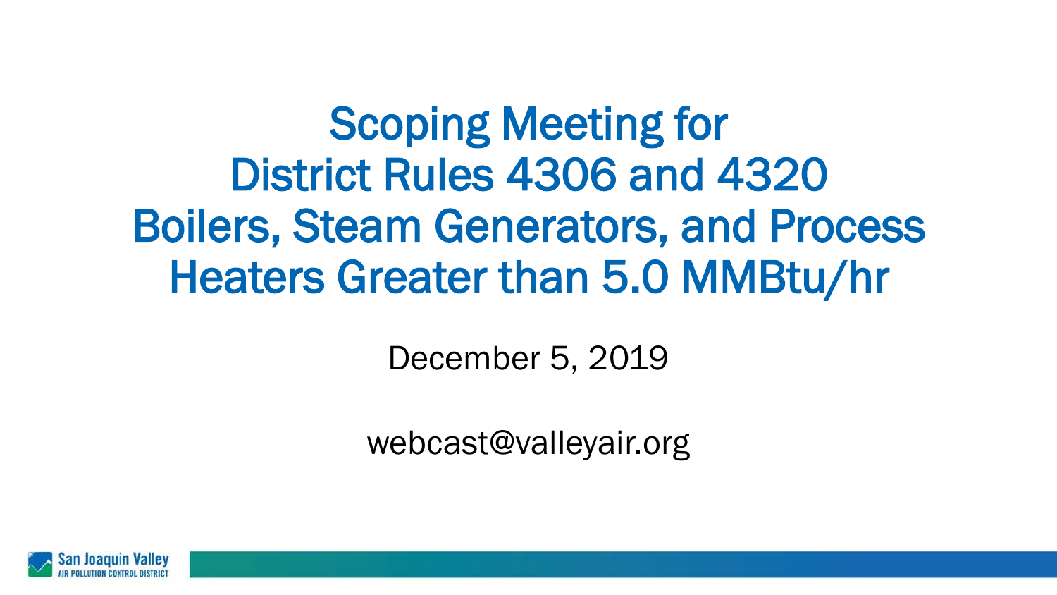# Scoping Meeting for District Rules 4306 and 4320 Boilers, Steam Generators, and Process Heaters Greater than 5.0 MMBtu/hr

December 5, 2019

webcast@valleyair.org

San Joaquin Valley
AIR POLLUTION CONTROL DISTRICT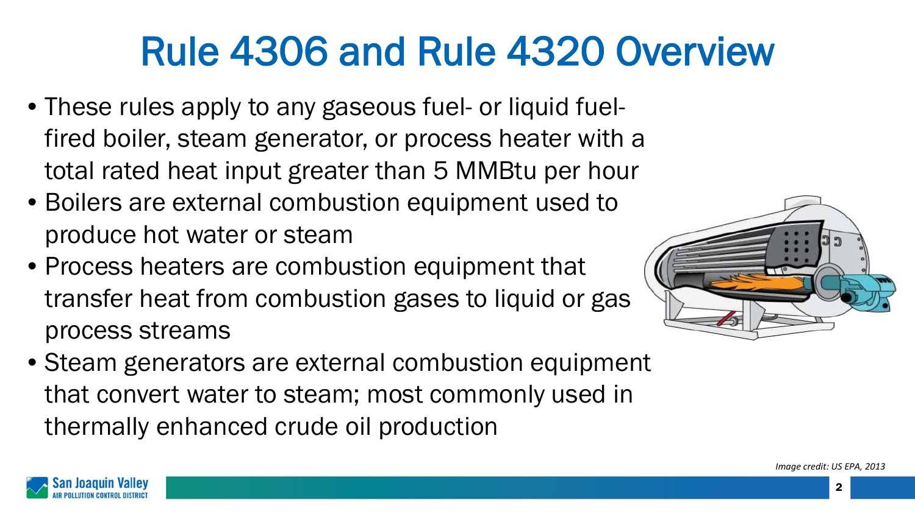# Rule 4306 and Rule 4320 Overview

- These rules apply to any gaseous fuel- or liquid fuel-fired boiler, steam generator, or process heater with a total rated heat input greater than 5 MMBtu per hour
- Boilers are external combustion equipment used to produce hot water or steam
- Process heaters are combustion equipment that transfer heat from combustion gases to liquid or gas process streams
- Steam generators are external combustion equipment that convert water to steam; most commonly used in thermally enhanced crude oil production

*Image credit: US EPA, 2013*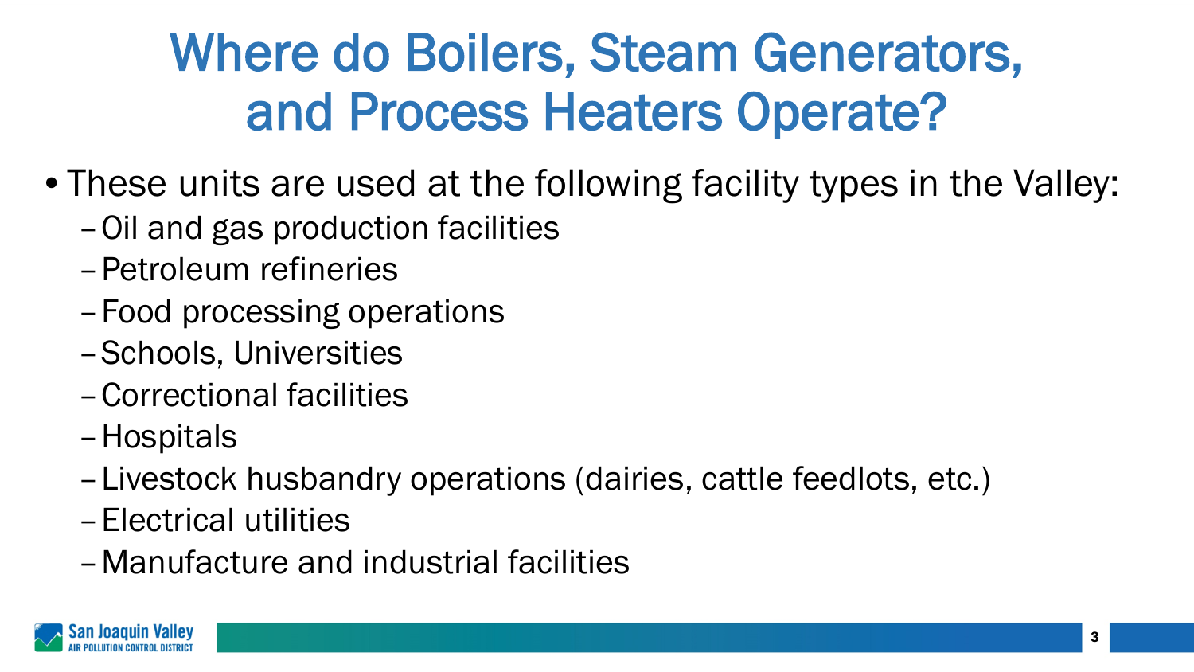# Where do Boilers, Steam Generators, and Process Heaters Operate?

- These units are used at the following facility types in the Valley:
  - Oil and gas production facilities
  - Petroleum refineries
  - Food processing operations
  - Schools, Universities
  - Correctional facilities
  - Hospitals
  - Livestock husbandry operations (dairies, cattle feedlots, etc.)
  - Electrical utilities
  - Manufacture and industrial facilities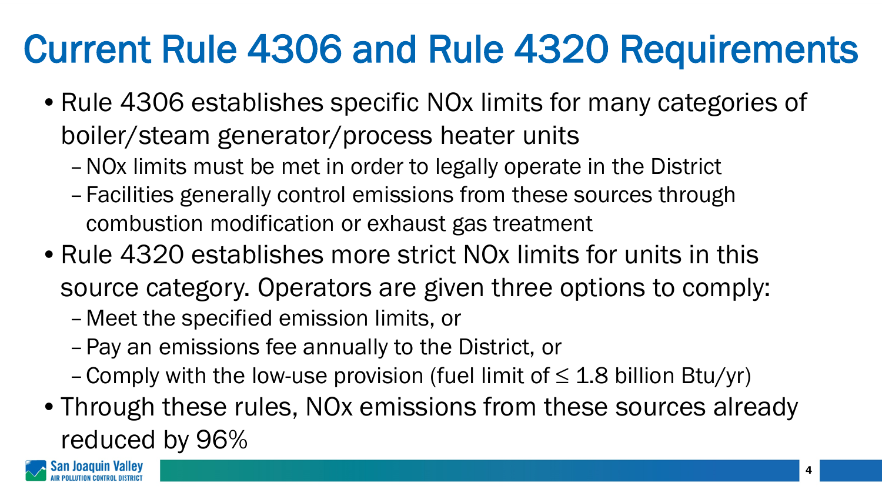# Current Rule 4306 and Rule 4320 Requirements

- Rule 4306 establishes specific NOx limits for many categories of boiler/steam generator/process heater units
  - NOx limits must be met in order to legally operate in the District
  - Facilities generally control emissions from these sources through combustion modification or exhaust gas treatment
- Rule 4320 establishes more strict NOx limits for units in this source category. Operators are given three options to comply:
  - Meet the specified emission limits, or
  - Pay an emissions fee annually to the District, or
  - Comply with the low-use provision (fuel limit of $\leq$ 1.8 billion Btu/yr)
- Through these rules, NOx emissions from these sources already reduced by 96%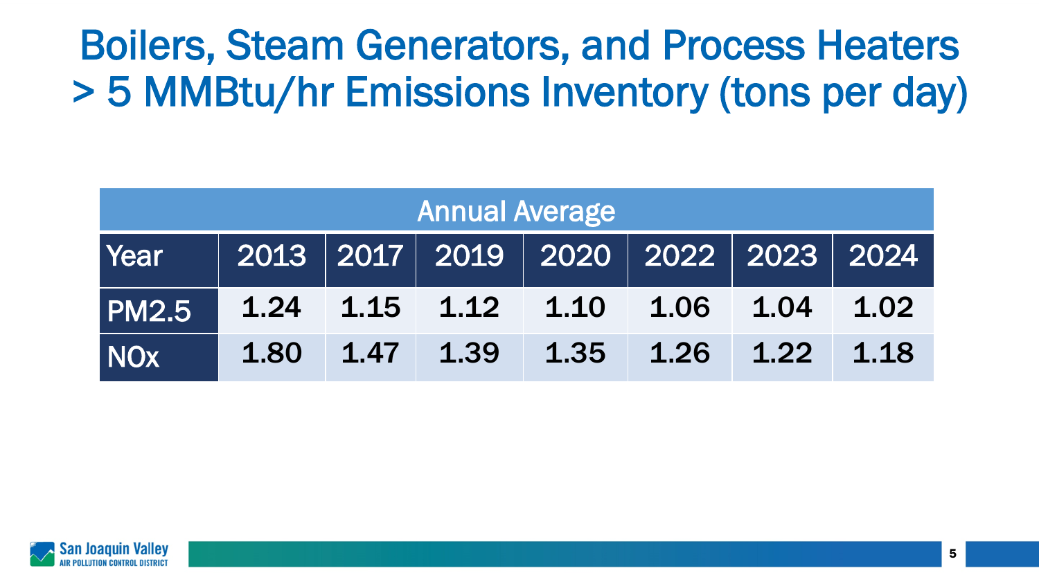# Boilers, Steam Generators, and Process Heaters > 5 MMBtu/hr Emissions Inventory (tons per day)

| Annual Average | | | | | | | |
|---|---|---|---|---|---|---|---|
| Year | 2013 | 2017 | 2019 | 2020 | 2022 | 2023 | 2024 |
| PM2.5 | 1.24 | 1.15 | 1.12 | 1.10 | 1.06 | 1.04 | 1.02 |
| NOx | 1.80 | 1.47 | 1.39 | 1.35 | 1.26 | 1.22 | 1.18 |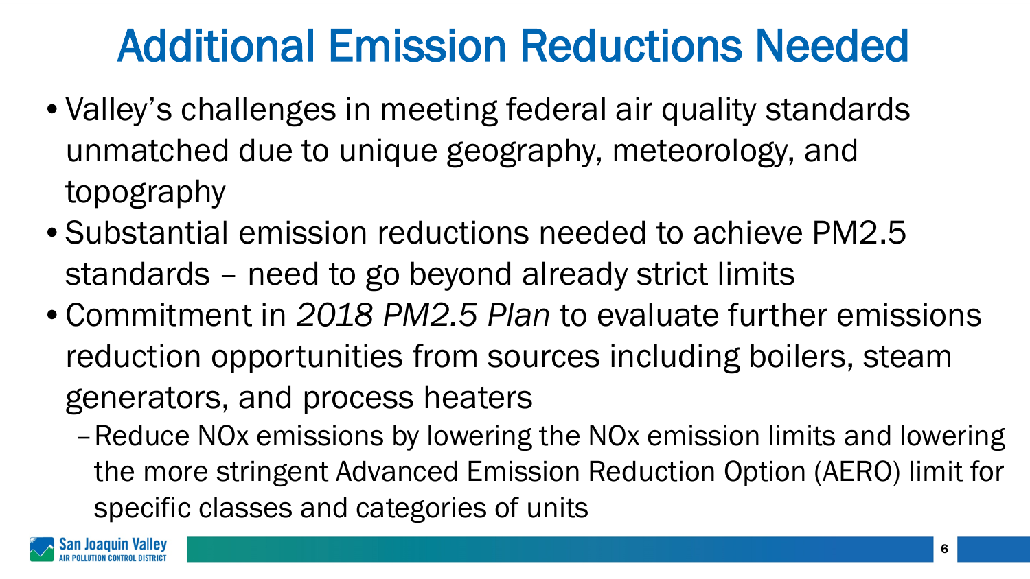# Additional Emission Reductions Needed

- Valley's challenges in meeting federal air quality standards unmatched due to unique geography, meteorology, and topography
- Substantial emission reductions needed to achieve PM2.5 standards – need to go beyond already strict limits
- Commitment in *2018 PM2.5 Plan* to evaluate further emissions reduction opportunities from sources including boilers, steam generators, and process heaters
  - Reduce NOx emissions by lowering the NOx emission limits and lowering the more stringent Advanced Emission Reduction Option (AERO) limit for specific classes and categories of units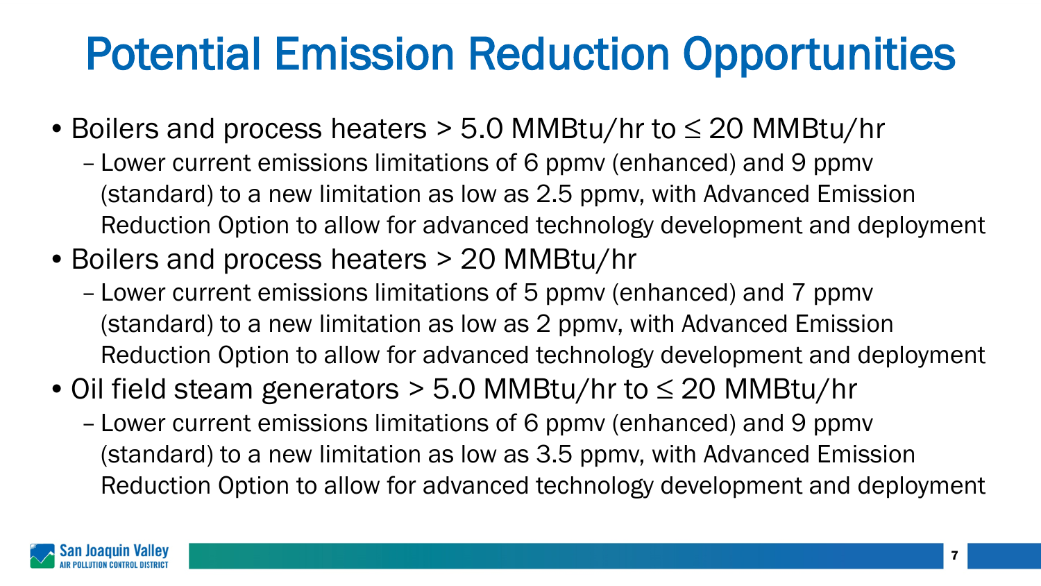# Potential Emission Reduction Opportunities

- Boilers and process heaters > 5.0 MMBtu/hr to ≤ 20 MMBtu/hr
  - Lower current emissions limitations of 6 ppmv (enhanced) and 9 ppmv (standard) to a new limitation as low as 2.5 ppmv, with Advanced Emission Reduction Option to allow for advanced technology development and deployment
- Boilers and process heaters > 20 MMBtu/hr
  - Lower current emissions limitations of 5 ppmv (enhanced) and 7 ppmv (standard) to a new limitation as low as 2 ppmv, with Advanced Emission Reduction Option to allow for advanced technology development and deployment
- Oil field steam generators > 5.0 MMBtu/hr to ≤ 20 MMBtu/hr
  - Lower current emissions limitations of 6 ppmv (enhanced) and 9 ppmv (standard) to a new limitation as low as 3.5 ppmv, with Advanced Emission Reduction Option to allow for advanced technology development and deployment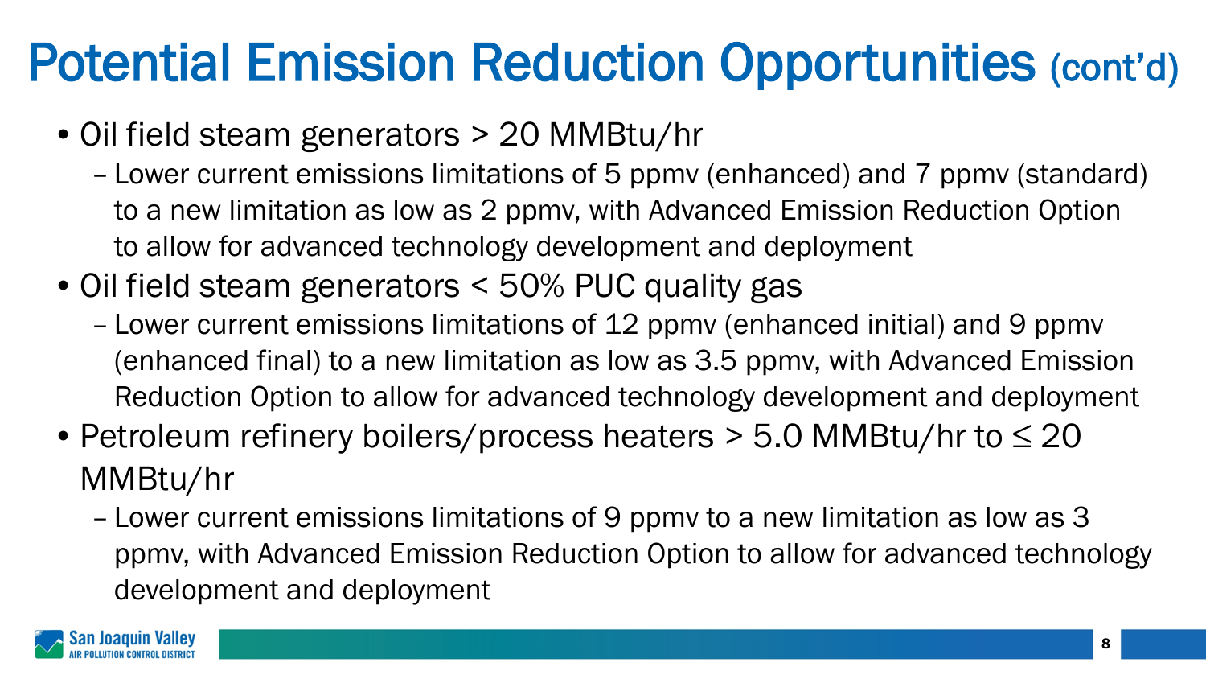# Potential Emission Reduction Opportunities (cont'd)

- Oil field steam generators > 20 MMBtu/hr
  - Lower current emissions limitations of 5 ppmv (enhanced) and 7 ppmv (standard) to a new limitation as low as 2 ppmv, with Advanced Emission Reduction Option to allow for advanced technology development and deployment
- Oil field steam generators < 50% PUC quality gas
  - Lower current emissions limitations of 12 ppmv (enhanced initial) and 9 ppmv (enhanced final) to a new limitation as low as 3.5 ppmv, with Advanced Emission Reduction Option to allow for advanced technology development and deployment
- Petroleum refinery boilers/process heaters > 5.0 MMBtu/hr to ≤ 20 MMBtu/hr
  - Lower current emissions limitations of 9 ppmv to a new limitation as low as 3 ppmv, with Advanced Emission Reduction Option to allow for advanced technology development and deployment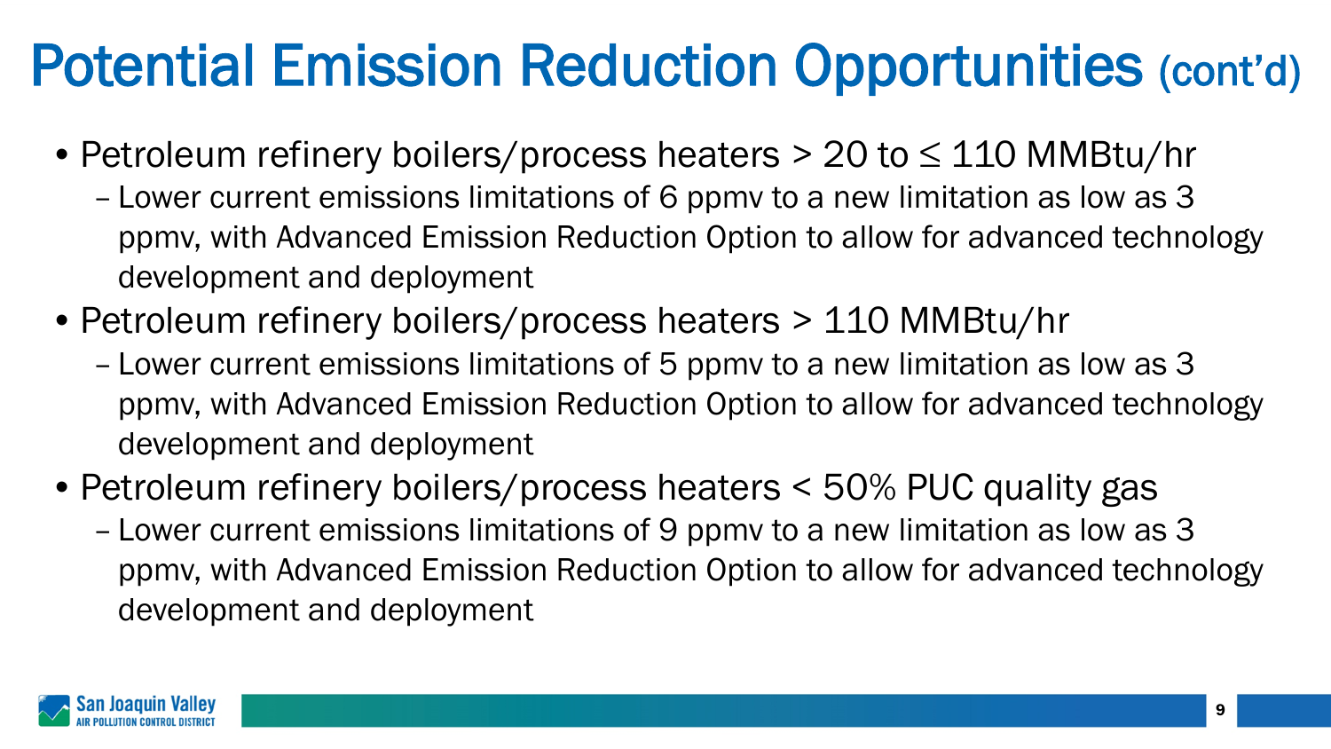# Potential Emission Reduction Opportunities (cont'd)

- Petroleum refinery boilers/process heaters > 20 to ≤ 110 MMBtu/hr
  - Lower current emissions limitations of 6 ppmv to a new limitation as low as 3 ppmv, with Advanced Emission Reduction Option to allow for advanced technology development and deployment
- Petroleum refinery boilers/process heaters > 110 MMBtu/hr
  - Lower current emissions limitations of 5 ppmv to a new limitation as low as 3 ppmv, with Advanced Emission Reduction Option to allow for advanced technology development and deployment
- Petroleum refinery boilers/process heaters < 50% PUC quality gas
  - Lower current emissions limitations of 9 ppmv to a new limitation as low as 3 ppmv, with Advanced Emission Reduction Option to allow for advanced technology development and deployment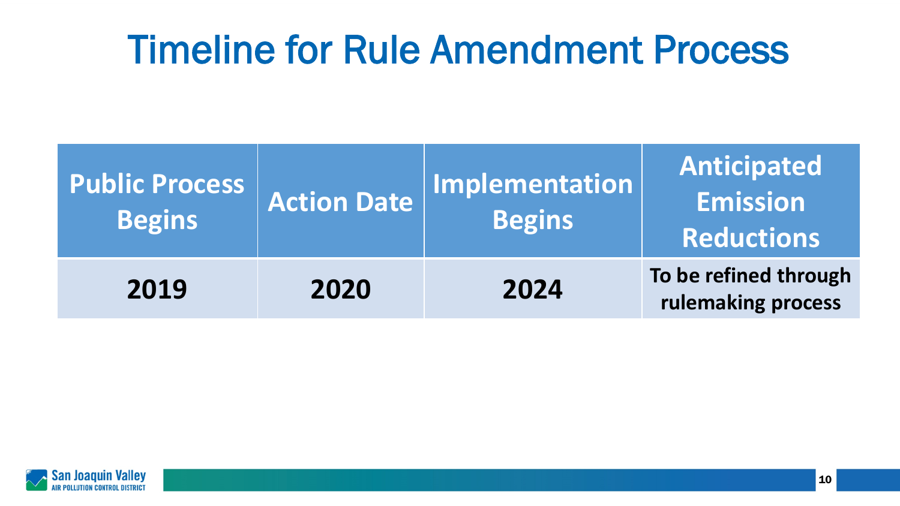# Timeline for Rule Amendment Process

| Public Process Begins | Action Date | Implementation Begins | Anticipated Emission Reductions |
|---|---|---|---|
| **2019** | **2020** | **2024** | **To be refined through rulemaking process** |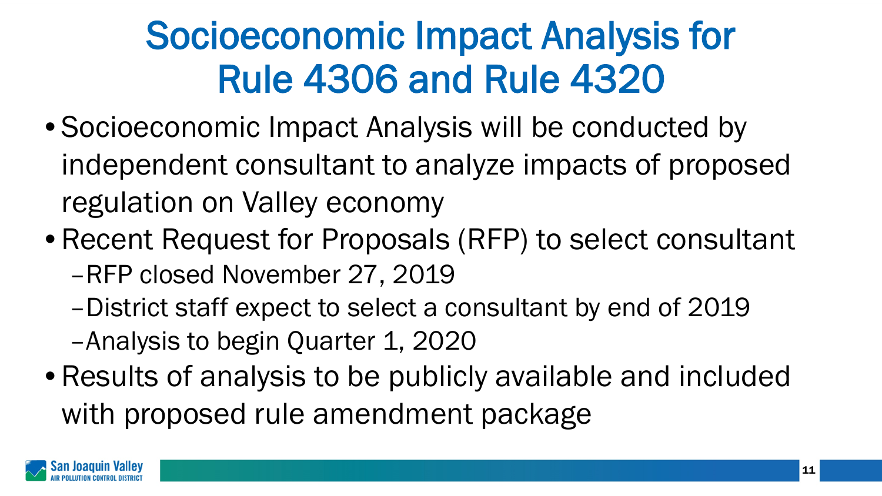# Socioeconomic Impact Analysis for Rule 4306 and Rule 4320

- Socioeconomic Impact Analysis will be conducted by independent consultant to analyze impacts of proposed regulation on Valley economy
- Recent Request for Proposals (RFP) to select consultant
  - RFP closed November 27, 2019
  - District staff expect to select a consultant by end of 2019
  - Analysis to begin Quarter 1, 2020
- Results of analysis to be publicly available and included with proposed rule amendment package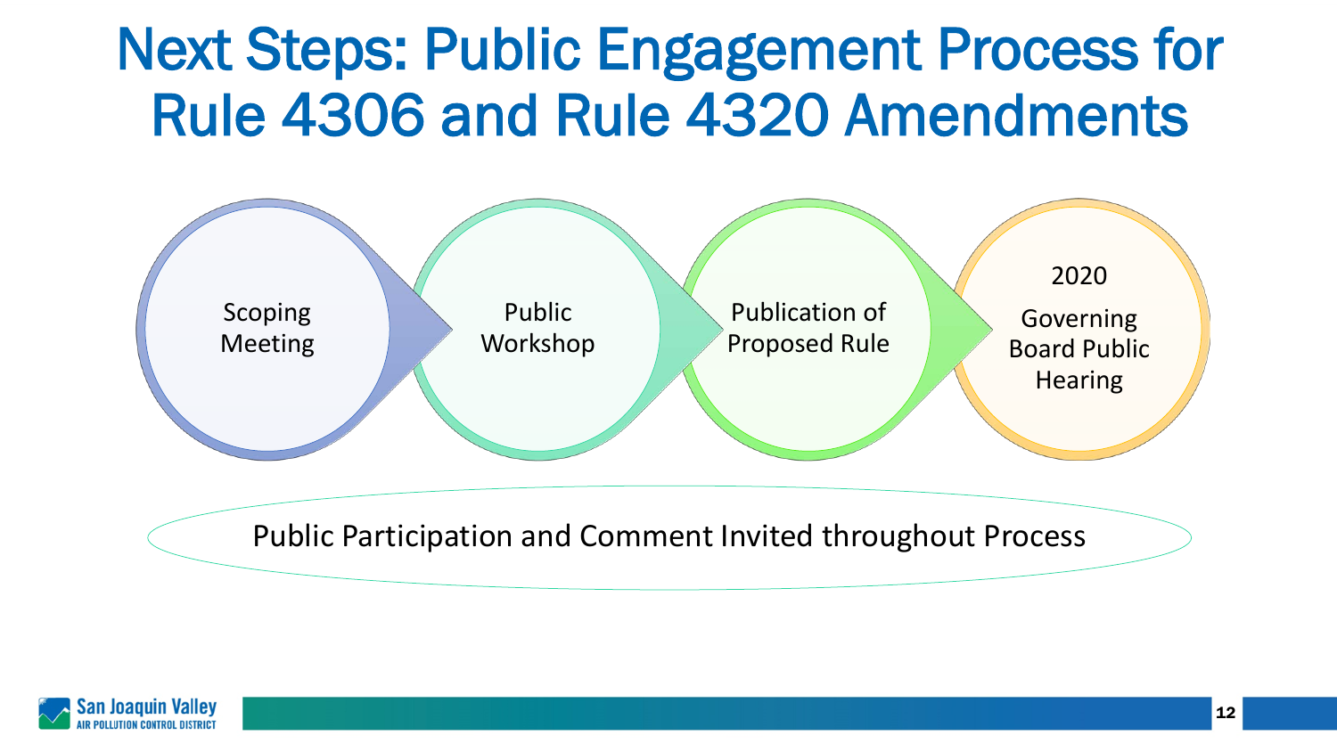# Next Steps: Public Engagement Process for Rule 4306 and Rule 4320 Amendments

1. Scoping Meeting
2. Public Workshop
3. Publication of Proposed Rule
4. 2020 Governing Board Public Hearing

Public Participation and Comment Invited throughout Process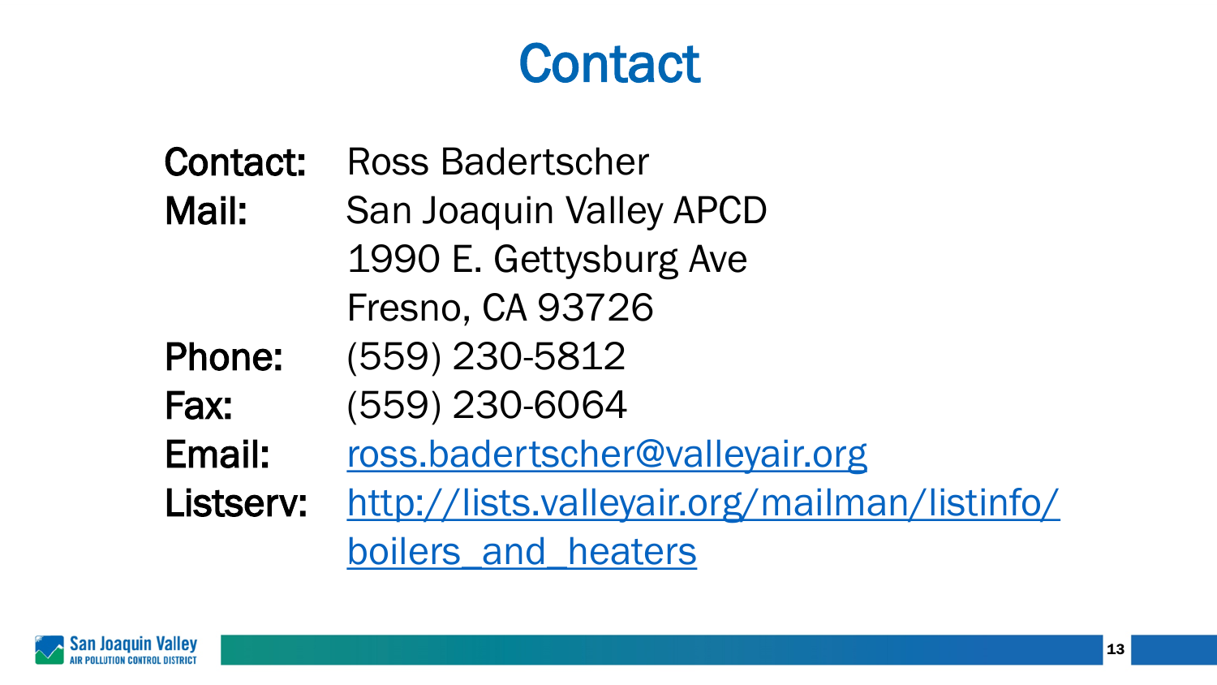# Contact

**Contact:** Ross Badertscher

**Mail:** San Joaquin Valley APCD
1990 E. Gettysburg Ave
Fresno, CA 93726

**Phone:** (559) 230-5812

**Fax:** (559) 230-6064

**Email:** [ross.badertscher@valleyair.org](mailto:ross.badertscher@valleyair.org)

**Listserv:** [http://lists.valleyair.org/mailman/listinfo/boilers_and_heaters](http://lists.valleyair.org/mailman/listinfo/boilers_and_heaters)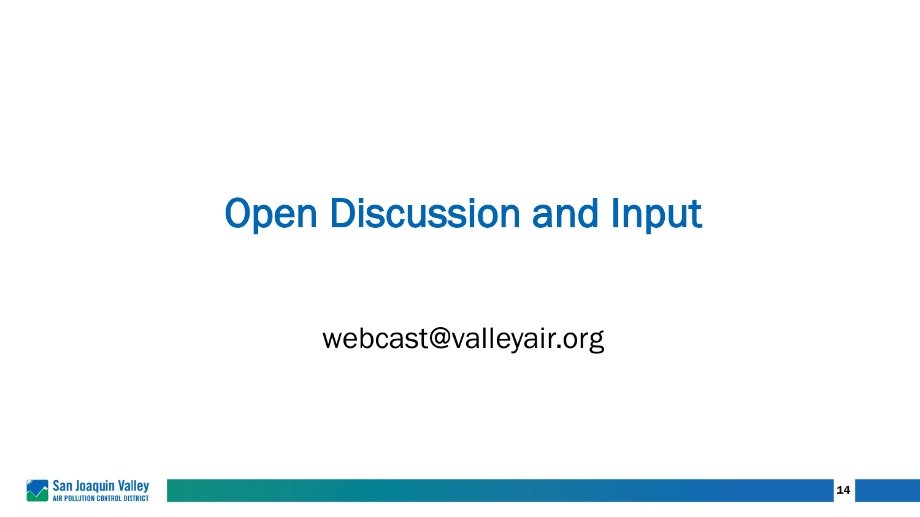# Open Discussion and Input

webcast@valleyair.org